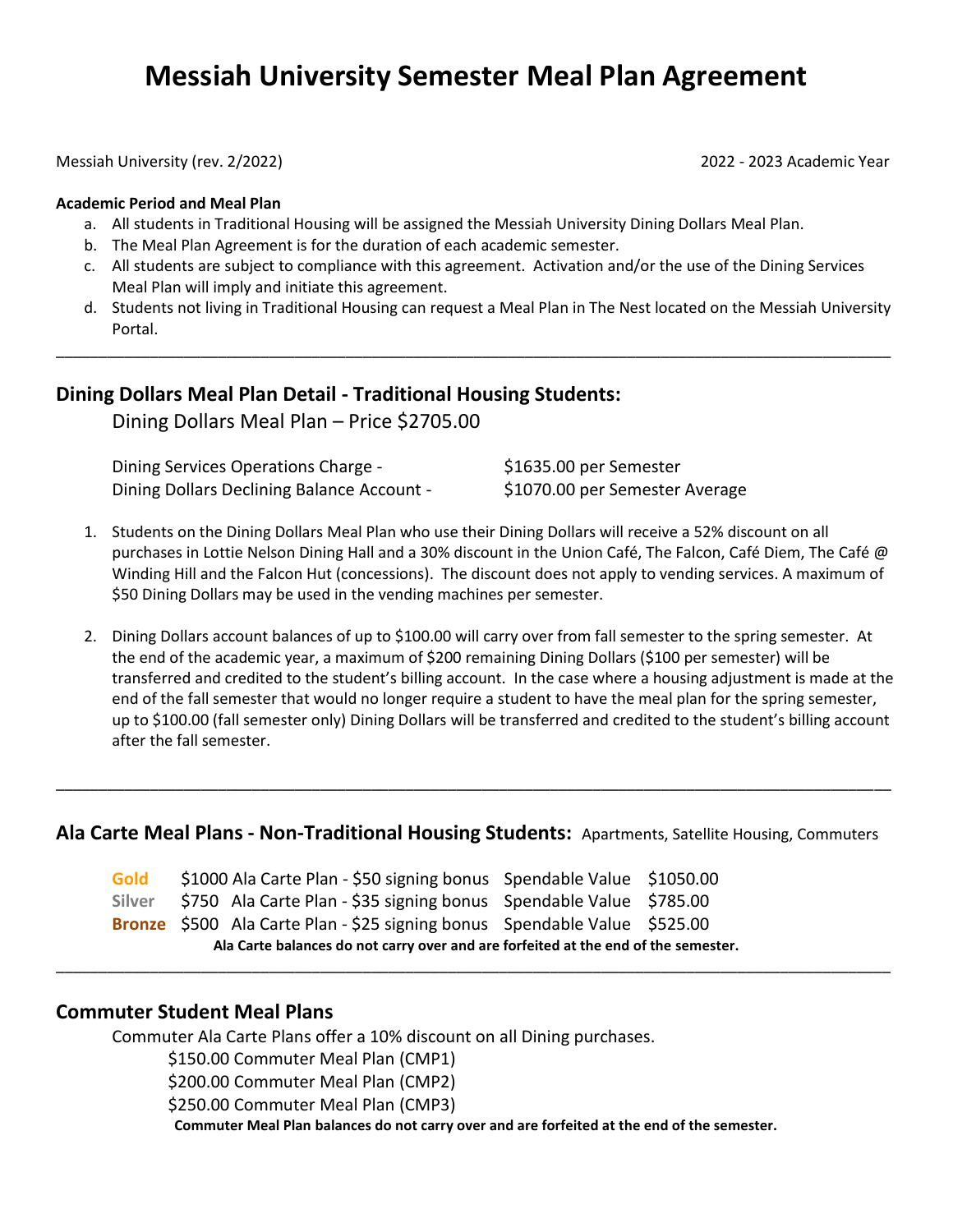# Messiah University Semester Meal Plan Agreement

Messiah University (rev. 2/2022) 2022 - 2023 Academic Year

**Academic Period and Meal Plan**

a. All students in Traditional Housing will be assigned the Messiah University Dining Dollars Meal Plan.
b. The Meal Plan Agreement is for the duration of each academic semester.
c. All students are subject to compliance with this agreement. Activation and/or the use of the Dining Services Meal Plan will imply and initiate this agreement.
d. Students not living in Traditional Housing can request a Meal Plan in The Nest located on the Messiah University Portal.

---

## Dining Dollars Meal Plan Detail - Traditional Housing Students:

Dining Dollars Meal Plan – Price $2705.00

| | |
|---|---|
| Dining Services Operations Charge - | $1635.00 per Semester |
| Dining Dollars Declining Balance Account - | $1070.00 per Semester Average |

1. Students on the Dining Dollars Meal Plan who use their Dining Dollars will receive a 52% discount on all purchases in Lottie Nelson Dining Hall and a 30% discount in the Union Café, The Falcon, Café Diem, The Café @ Winding Hill and the Falcon Hut (concessions). The discount does not apply to vending services. A maximum of $50 Dining Dollars may be used in the vending machines per semester.

2. Dining Dollars account balances of up to $100.00 will carry over from fall semester to the spring semester. At the end of the academic year, a maximum of $200 remaining Dining Dollars ($100 per semester) will be transferred and credited to the student's billing account. In the case where a housing adjustment is made at the end of the fall semester that would no longer require a student to have the meal plan for the spring semester, up to $100.00 (fall semester only) Dining Dollars will be transferred and credited to the student's billing account after the fall semester.

---

## Ala Carte Meal Plans - Non-Traditional Housing Students: Apartments, Satellite Housing, Commuters

| | | | |
|---|---|---|---|
| **Gold** | $1000 Ala Carte Plan - $50 signing bonus | Spendable Value | $1050.00 |
| **Silver** | $750 Ala Carte Plan - $35 signing bonus | Spendable Value | $785.00 |
| **Bronze** | $500 Ala Carte Plan - $25 signing bonus | Spendable Value | $525.00 |

**Ala Carte balances do not carry over and are forfeited at the end of the semester.**

---

## Commuter Student Meal Plans

Commuter Ala Carte Plans offer a 10% discount on all Dining purchases.

$150.00 Commuter Meal Plan (CMP1)
$200.00 Commuter Meal Plan (CMP2)
$250.00 Commuter Meal Plan (CMP3)

**Commuter Meal Plan balances do not carry over and are forfeited at the end of the semester.**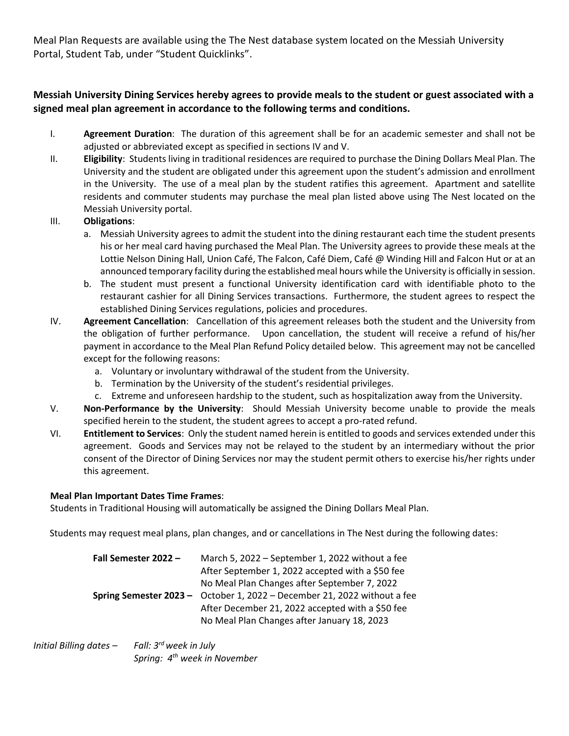Meal Plan Requests are available using the The Nest database system located on the Messiah University Portal, Student Tab, under "Student Quicklinks".

**Messiah University Dining Services hereby agrees to provide meals to the student or guest associated with a signed meal plan agreement in accordance to the following terms and conditions.**

I. **Agreement Duration**: The duration of this agreement shall be for an academic semester and shall not be adjusted or abbreviated except as specified in sections IV and V.

II. **Eligibility**: Students living in traditional residences are required to purchase the Dining Dollars Meal Plan. The University and the student are obligated under this agreement upon the student's admission and enrollment in the University. The use of a meal plan by the student ratifies this agreement. Apartment and satellite residents and commuter students may purchase the meal plan listed above using The Nest located on the Messiah University portal.

III. **Obligations**:

   a. Messiah University agrees to admit the student into the dining restaurant each time the student presents his or her meal card having purchased the Meal Plan. The University agrees to provide these meals at the Lottie Nelson Dining Hall, Union Café, The Falcon, Café Diem, Café @ Winding Hill and Falcon Hut or at an announced temporary facility during the established meal hours while the University is officially in session.

   b. The student must present a functional University identification card with identifiable photo to the restaurant cashier for all Dining Services transactions. Furthermore, the student agrees to respect the established Dining Services regulations, policies and procedures.

IV. **Agreement Cancellation**: Cancellation of this agreement releases both the student and the University from the obligation of further performance. Upon cancellation, the student will receive a refund of his/her payment in accordance to the Meal Plan Refund Policy detailed below. This agreement may not be cancelled except for the following reasons:

   a. Voluntary or involuntary withdrawal of the student from the University.

   b. Termination by the University of the student's residential privileges.

   c. Extreme and unforeseen hardship to the student, such as hospitalization away from the University.

V. **Non-Performance by the University**: Should Messiah University become unable to provide the meals specified herein to the student, the student agrees to accept a pro-rated refund.

VI. **Entitlement to Services**: Only the student named herein is entitled to goods and services extended under this agreement. Goods and Services may not be relayed to the student by an intermediary without the prior consent of the Director of Dining Services nor may the student permit others to exercise his/her rights under this agreement.

**Meal Plan Important Dates Time Frames**:

Students in Traditional Housing will automatically be assigned the Dining Dollars Meal Plan.

Students may request meal plans, plan changes, and or cancellations in The Nest during the following dates:

**Fall Semester 2022 –** March 5, 2022 – September 1, 2022 without a fee
After September 1, 2022 accepted with a $50 fee
No Meal Plan Changes after September 7, 2022

**Spring Semester 2023 –** October 1, 2022 – December 21, 2022 without a fee
After December 21, 2022 accepted with a $50 fee
No Meal Plan Changes after January 18, 2023

*Initial Billing dates –* *Fall: 3rd week in July*
*Spring: 4th week in November*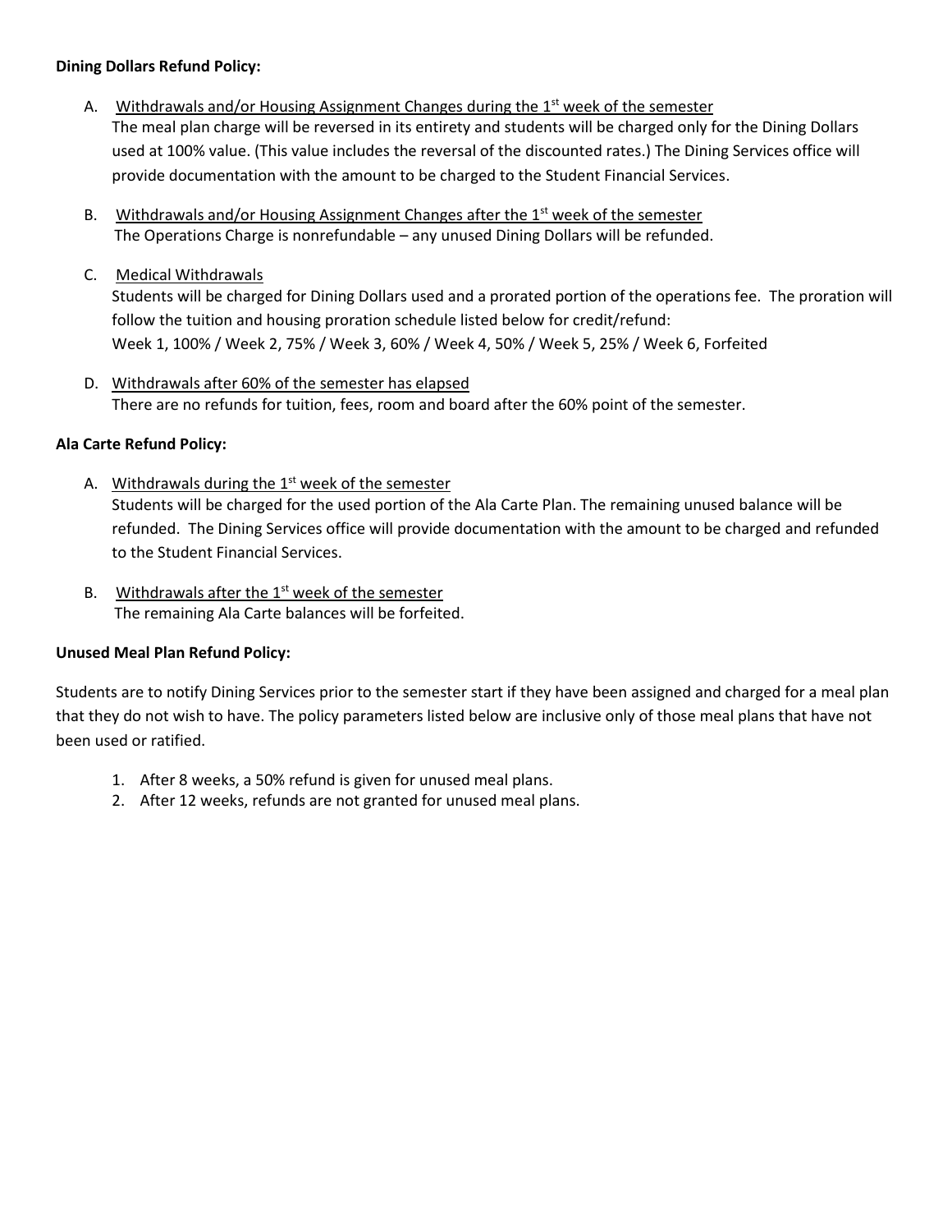**Dining Dollars Refund Policy:**

A. Withdrawals and/or Housing Assignment Changes during the 1st week of the semester
The meal plan charge will be reversed in its entirety and students will be charged only for the Dining Dollars used at 100% value. (This value includes the reversal of the discounted rates.) The Dining Services office will provide documentation with the amount to be charged to the Student Financial Services.

B. Withdrawals and/or Housing Assignment Changes after the 1st week of the semester
The Operations Charge is nonrefundable – any unused Dining Dollars will be refunded.

C. Medical Withdrawals
Students will be charged for Dining Dollars used and a prorated portion of the operations fee. The proration will follow the tuition and housing proration schedule listed below for credit/refund:
Week 1, 100% / Week 2, 75% / Week 3, 60% / Week 4, 50% / Week 5, 25% / Week 6, Forfeited

D. Withdrawals after 60% of the semester has elapsed
There are no refunds for tuition, fees, room and board after the 60% point of the semester.

**Ala Carte Refund Policy:**

A. Withdrawals during the 1st week of the semester
Students will be charged for the used portion of the Ala Carte Plan. The remaining unused balance will be refunded. The Dining Services office will provide documentation with the amount to be charged and refunded to the Student Financial Services.

B. Withdrawals after the 1st week of the semester
The remaining Ala Carte balances will be forfeited.

**Unused Meal Plan Refund Policy:**

Students are to notify Dining Services prior to the semester start if they have been assigned and charged for a meal plan that they do not wish to have. The policy parameters listed below are inclusive only of those meal plans that have not been used or ratified.

1. After 8 weeks, a 50% refund is given for unused meal plans.
2. After 12 weeks, refunds are not granted for unused meal plans.